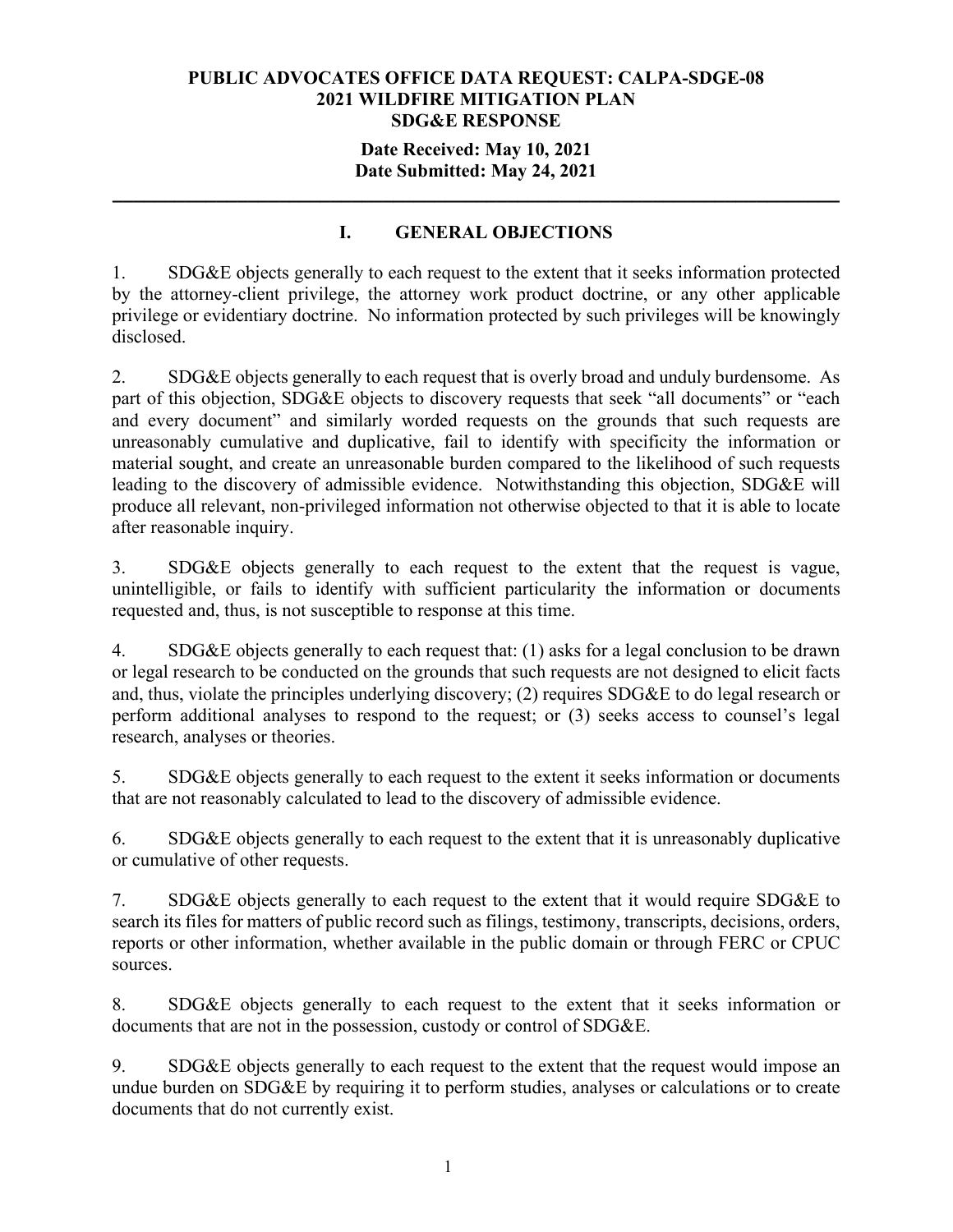**PUBLIC ADVOCATES OFFICE DATA REQUEST: CALPA-SDGE-08**
**2021 WILDFIRE MITIGATION PLAN**
**SDG&E RESPONSE**

**Date Received: May 10, 2021**
**Date Submitted: May 24, 2021**

---

## I. GENERAL OBJECTIONS

1. SDG&E objects generally to each request to the extent that it seeks information protected by the attorney-client privilege, the attorney work product doctrine, or any other applicable privilege or evidentiary doctrine. No information protected by such privileges will be knowingly disclosed.

2. SDG&E objects generally to each request that is overly broad and unduly burdensome. As part of this objection, SDG&E objects to discovery requests that seek "all documents" or "each and every document" and similarly worded requests on the grounds that such requests are unreasonably cumulative and duplicative, fail to identify with specificity the information or material sought, and create an unreasonable burden compared to the likelihood of such requests leading to the discovery of admissible evidence. Notwithstanding this objection, SDG&E will produce all relevant, non-privileged information not otherwise objected to that it is able to locate after reasonable inquiry.

3. SDG&E objects generally to each request to the extent that the request is vague, unintelligible, or fails to identify with sufficient particularity the information or documents requested and, thus, is not susceptible to response at this time.

4. SDG&E objects generally to each request that: (1) asks for a legal conclusion to be drawn or legal research to be conducted on the grounds that such requests are not designed to elicit facts and, thus, violate the principles underlying discovery; (2) requires SDG&E to do legal research or perform additional analyses to respond to the request; or (3) seeks access to counsel's legal research, analyses or theories.

5. SDG&E objects generally to each request to the extent it seeks information or documents that are not reasonably calculated to lead to the discovery of admissible evidence.

6. SDG&E objects generally to each request to the extent that it is unreasonably duplicative or cumulative of other requests.

7. SDG&E objects generally to each request to the extent that it would require SDG&E to search its files for matters of public record such as filings, testimony, transcripts, decisions, orders, reports or other information, whether available in the public domain or through FERC or CPUC sources.

8. SDG&E objects generally to each request to the extent that it seeks information or documents that are not in the possession, custody or control of SDG&E.

9. SDG&E objects generally to each request to the extent that the request would impose an undue burden on SDG&E by requiring it to perform studies, analyses or calculations or to create documents that do not currently exist.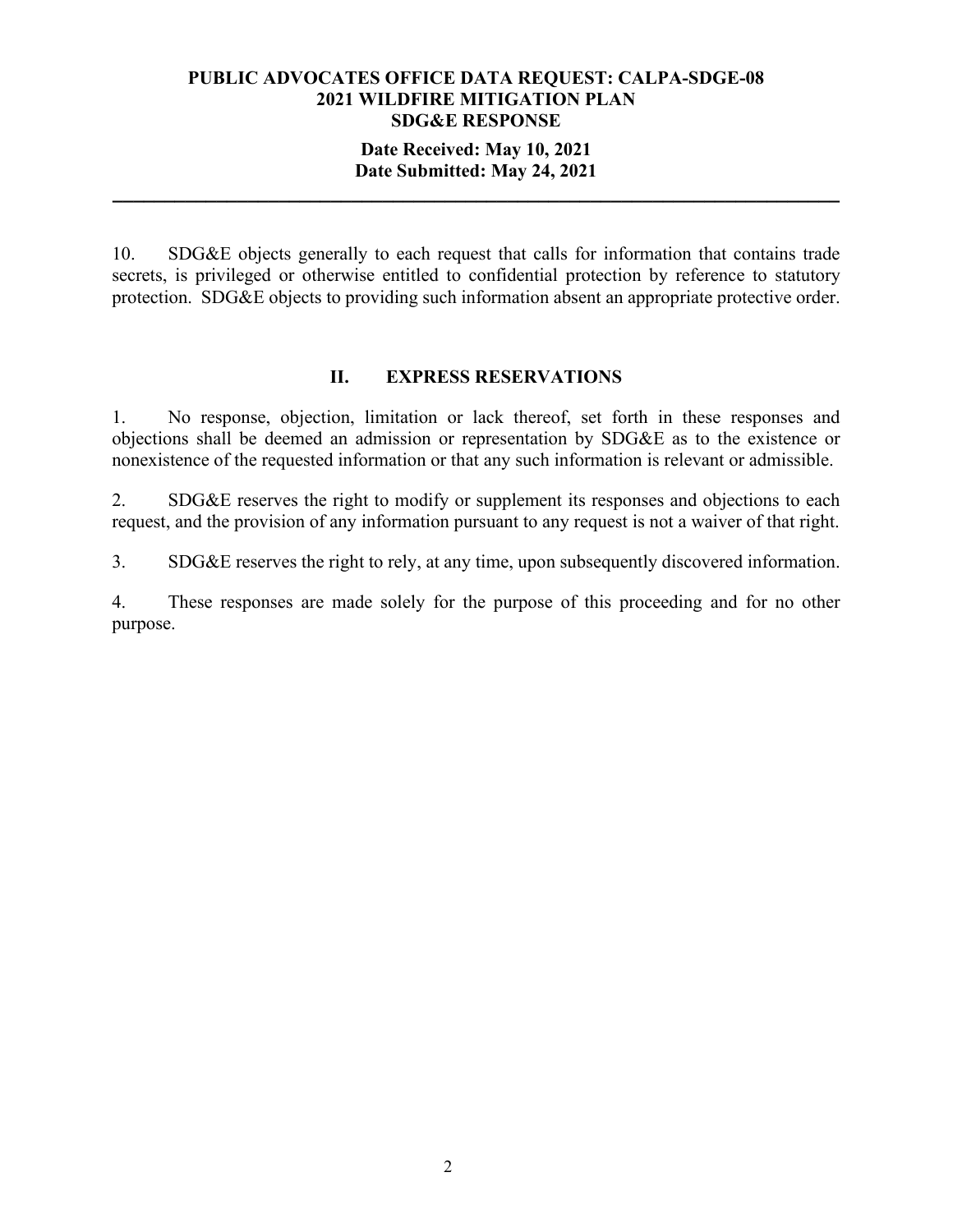10. SDG&E objects generally to each request that calls for information that contains trade secrets, is privileged or otherwise entitled to confidential protection by reference to statutory protection. SDG&E objects to providing such information absent an appropriate protective order.

## II. EXPRESS RESERVATIONS

1. No response, objection, limitation or lack thereof, set forth in these responses and objections shall be deemed an admission or representation by SDG&E as to the existence or nonexistence of the requested information or that any such information is relevant or admissible.

2. SDG&E reserves the right to modify or supplement its responses and objections to each request, and the provision of any information pursuant to any request is not a waiver of that right.

3. SDG&E reserves the right to rely, at any time, upon subsequently discovered information.

4. These responses are made solely for the purpose of this proceeding and for no other purpose.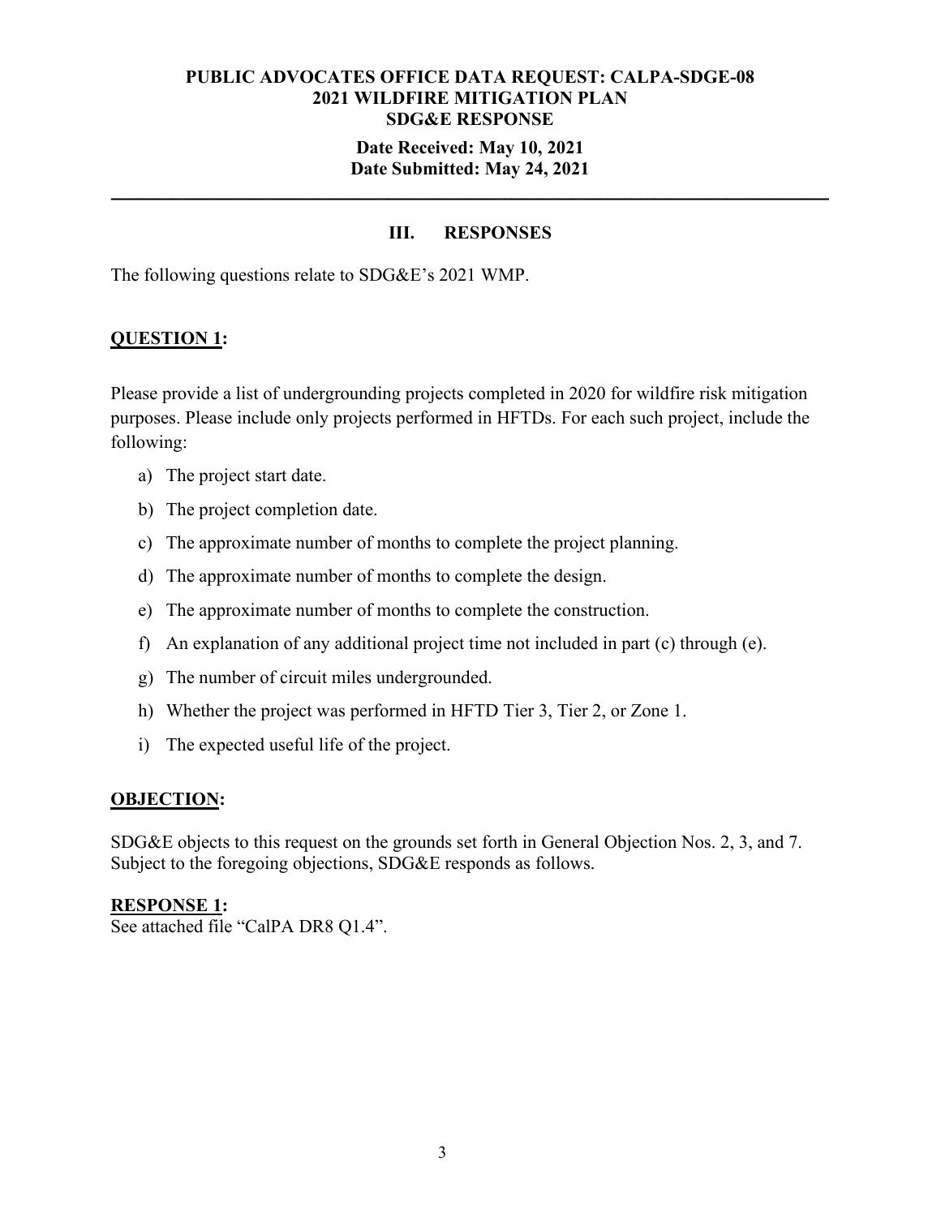**PUBLIC ADVOCATES OFFICE DATA REQUEST: CALPA-SDGE-08**
**2021 WILDFIRE MITIGATION PLAN**
**SDG&E RESPONSE**

**Date Received: May 10, 2021**
**Date Submitted: May 24, 2021**

---

## III. RESPONSES

The following questions relate to SDG&E's 2021 WMP.

**<u>QUESTION 1</u>:**

Please provide a list of undergrounding projects completed in 2020 for wildfire risk mitigation purposes. Please include only projects performed in HFTDs. For each such project, include the following:

a) The project start date.

b) The project completion date.

c) The approximate number of months to complete the project planning.

d) The approximate number of months to complete the design.

e) The approximate number of months to complete the construction.

f) An explanation of any additional project time not included in part (c) through (e).

g) The number of circuit miles undergrounded.

h) Whether the project was performed in HFTD Tier 3, Tier 2, or Zone 1.

i) The expected useful life of the project.

**<u>OBJECTION</u>:**

SDG&E objects to this request on the grounds set forth in General Objection Nos. 2, 3, and 7. Subject to the foregoing objections, SDG&E responds as follows.

**<u>RESPONSE 1</u>:**
See attached file "CalPA DR8 Q1.4".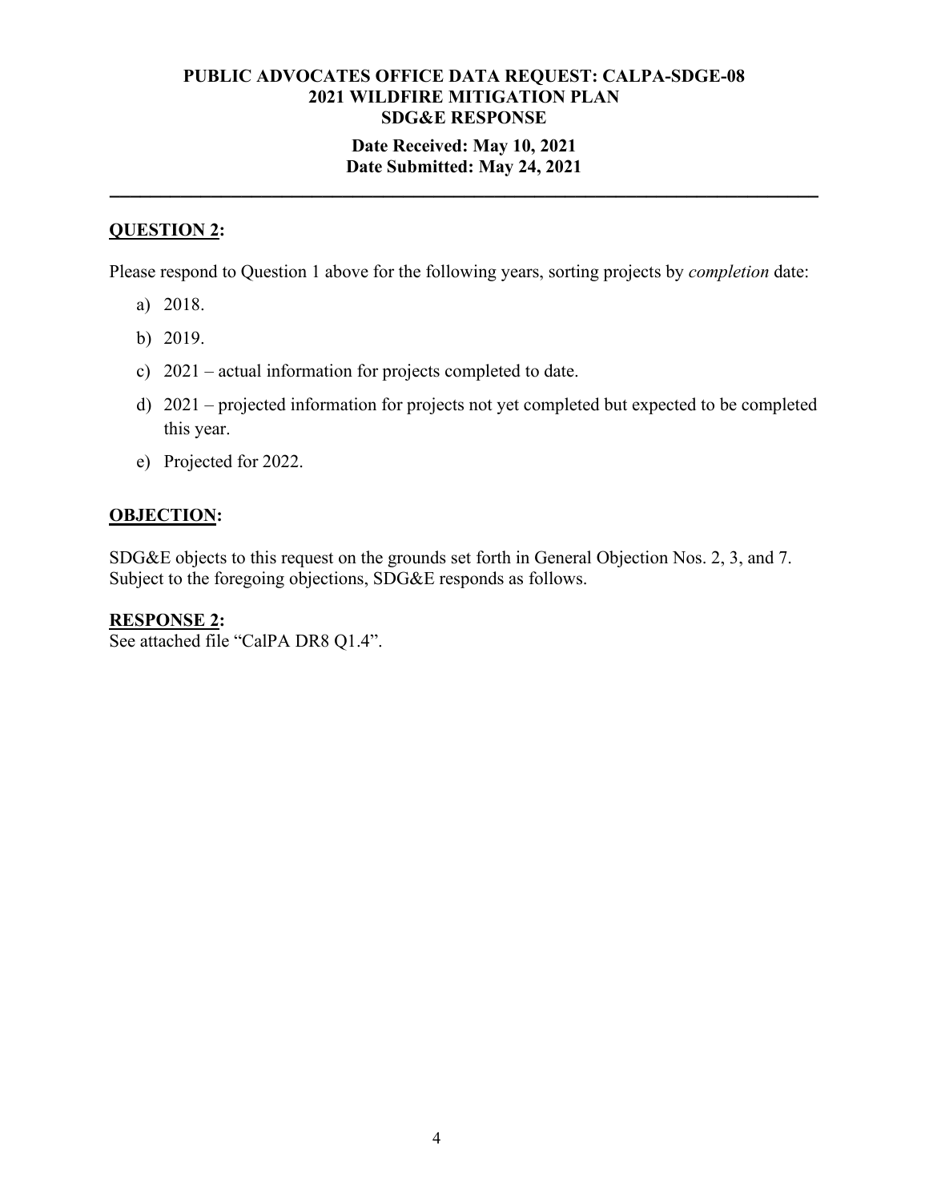**PUBLIC ADVOCATES OFFICE DATA REQUEST: CALPA-SDGE-08**
**2021 WILDFIRE MITIGATION PLAN**
**SDG&E RESPONSE**

**Date Received: May 10, 2021**
**Date Submitted: May 24, 2021**

---

**QUESTION 2:**

Please respond to Question 1 above for the following years, sorting projects by *completion* date:

a) 2018.

b) 2019.

c) 2021 – actual information for projects completed to date.

d) 2021 – projected information for projects not yet completed but expected to be completed this year.

e) Projected for 2022.

**OBJECTION:**

SDG&E objects to this request on the grounds set forth in General Objection Nos. 2, 3, and 7. Subject to the foregoing objections, SDG&E responds as follows.

**RESPONSE 2:**

See attached file "CalPA DR8 Q1.4".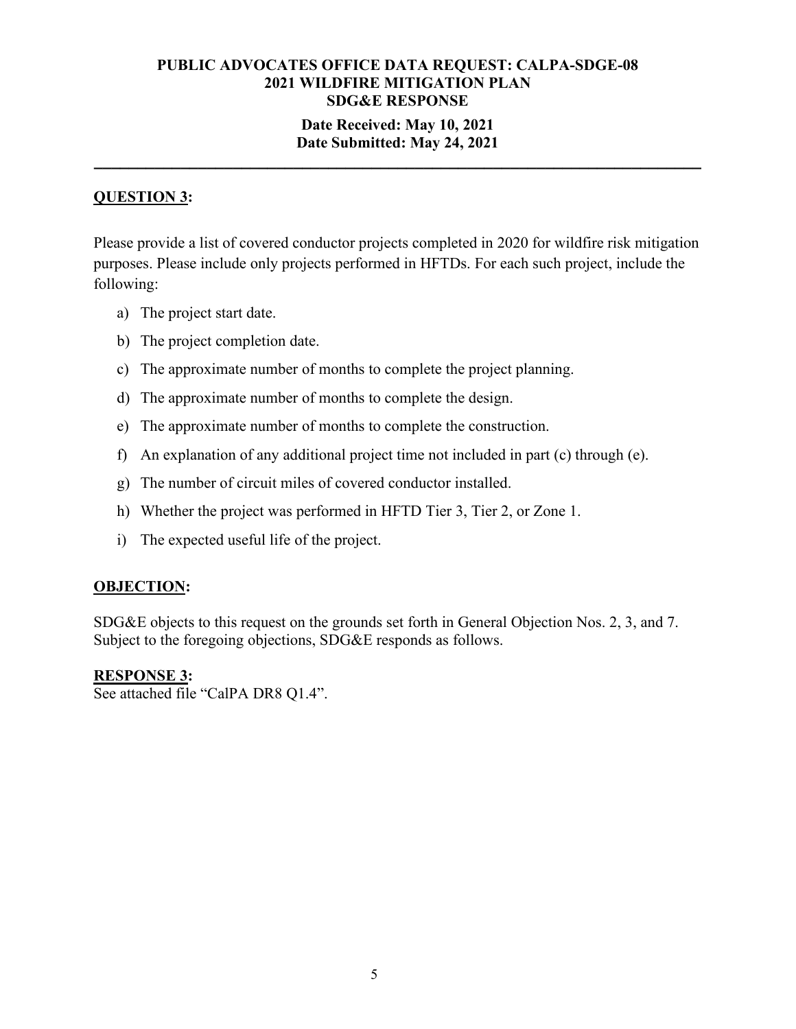**PUBLIC ADVOCATES OFFICE DATA REQUEST: CALPA-SDGE-08**
**2021 WILDFIRE MITIGATION PLAN**
**SDG&E RESPONSE**
**Date Received: May 10, 2021**
**Date Submitted: May 24, 2021**

---

**QUESTION 3:**

Please provide a list of covered conductor projects completed in 2020 for wildfire risk mitigation purposes. Please include only projects performed in HFTDs. For each such project, include the following:

a) The project start date.

b) The project completion date.

c) The approximate number of months to complete the project planning.

d) The approximate number of months to complete the design.

e) The approximate number of months to complete the construction.

f) An explanation of any additional project time not included in part (c) through (e).

g) The number of circuit miles of covered conductor installed.

h) Whether the project was performed in HFTD Tier 3, Tier 2, or Zone 1.

i) The expected useful life of the project.

**OBJECTION:**

SDG&E objects to this request on the grounds set forth in General Objection Nos. 2, 3, and 7. Subject to the foregoing objections, SDG&E responds as follows.

**RESPONSE 3:**

See attached file "CalPA DR8 Q1.4".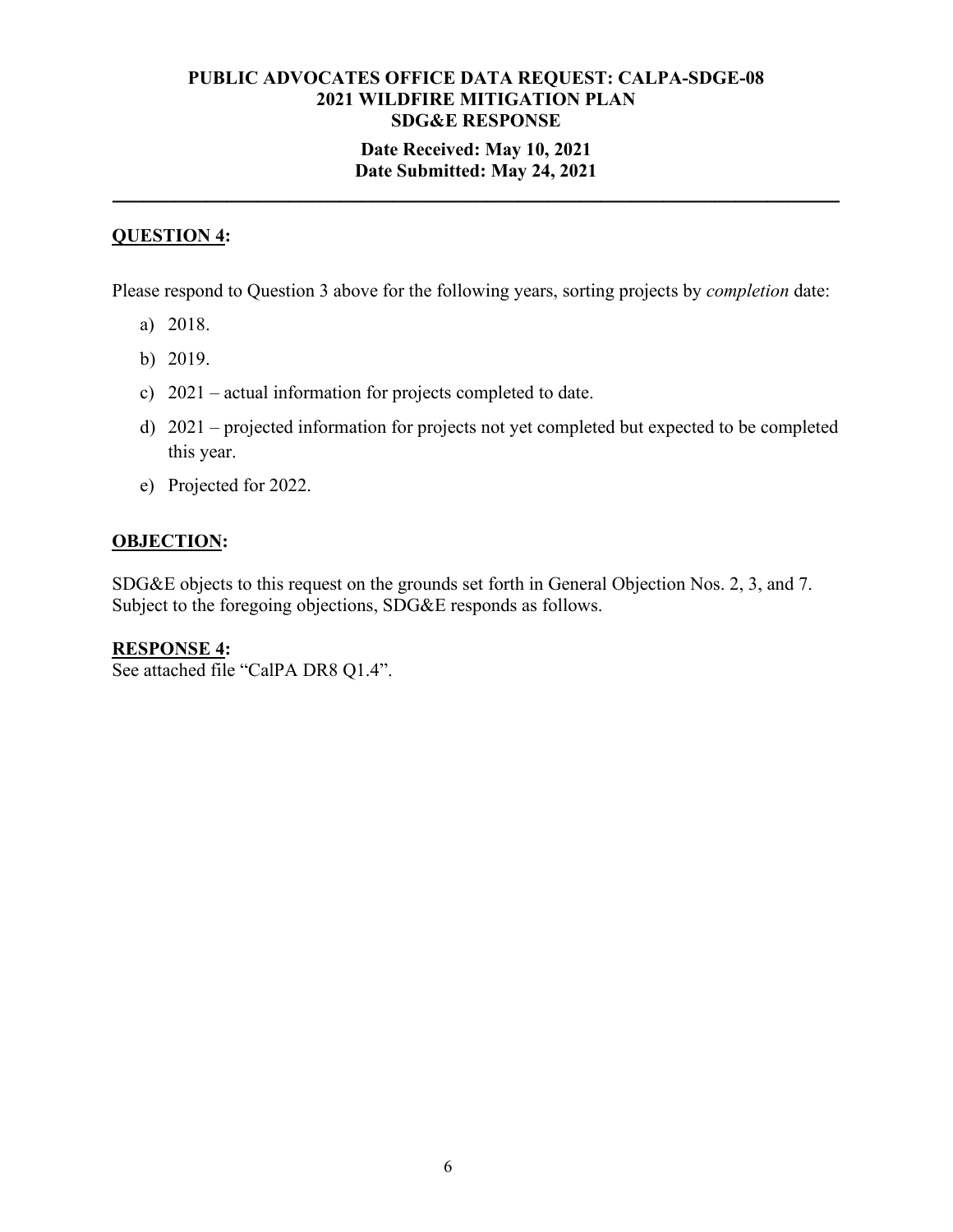**QUESTION 4:**

Please respond to Question 3 above for the following years, sorting projects by *completion* date:

a) 2018.

b) 2019.

c) 2021 – actual information for projects completed to date.

d) 2021 – projected information for projects not yet completed but expected to be completed this year.

e) Projected for 2022.

**OBJECTION:**

SDG&E objects to this request on the grounds set forth in General Objection Nos. 2, 3, and 7. Subject to the foregoing objections, SDG&E responds as follows.

**RESPONSE 4:**

See attached file "CalPA DR8 Q1.4".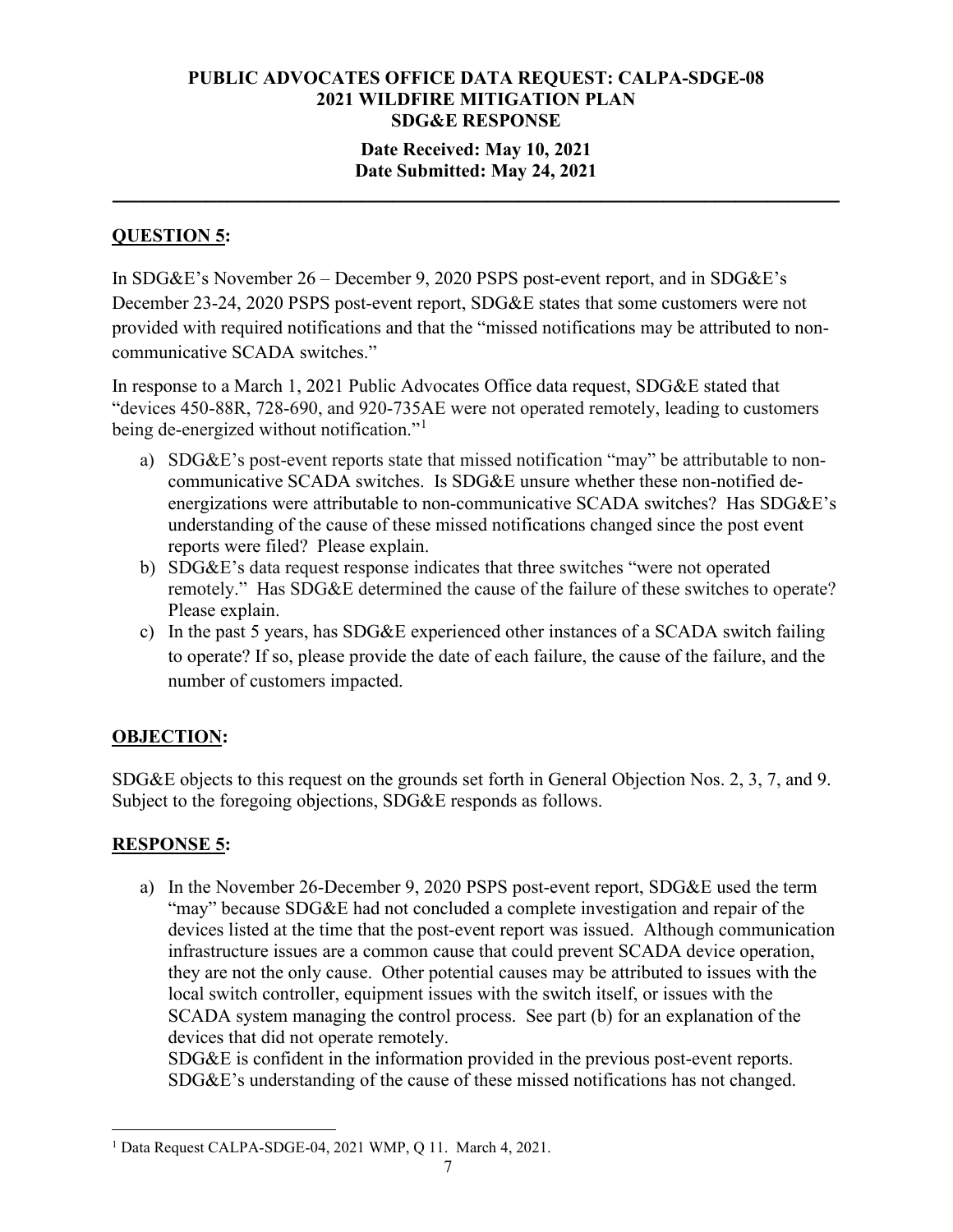**PUBLIC ADVOCATES OFFICE DATA REQUEST: CALPA-SDGE-08**
**2021 WILDFIRE MITIGATION PLAN**
**SDG&E RESPONSE**

**Date Received: May 10, 2021**
**Date Submitted: May 24, 2021**

---

## QUESTION 5:

In SDG&E's November 26 – December 9, 2020 PSPS post-event report, and in SDG&E's December 23-24, 2020 PSPS post-event report, SDG&E states that some customers were not provided with required notifications and that the "missed notifications may be attributed to non-communicative SCADA switches."

In response to a March 1, 2021 Public Advocates Office data request, SDG&E stated that "devices 450-88R, 728-690, and 920-735AE were not operated remotely, leading to customers being de-energized without notification."[1]

a) SDG&E's post-event reports state that missed notification "may" be attributable to non-communicative SCADA switches. Is SDG&E unsure whether these non-notified de-energizations were attributable to non-communicative SCADA switches? Has SDG&E's understanding of the cause of these missed notifications changed since the post event reports were filed? Please explain.

b) SDG&E's data request response indicates that three switches "were not operated remotely." Has SDG&E determined the cause of the failure of these switches to operate? Please explain.

c) In the past 5 years, has SDG&E experienced other instances of a SCADA switch failing to operate? If so, please provide the date of each failure, the cause of the failure, and the number of customers impacted.

## OBJECTION:

SDG&E objects to this request on the grounds set forth in General Objection Nos. 2, 3, 7, and 9. Subject to the foregoing objections, SDG&E responds as follows.

## RESPONSE 5:

a) In the November 26-December 9, 2020 PSPS post-event report, SDG&E used the term "may" because SDG&E had not concluded a complete investigation and repair of the devices listed at the time that the post-event report was issued. Although communication infrastructure issues are a common cause that could prevent SCADA device operation, they are not the only cause. Other potential causes may be attributed to issues with the local switch controller, equipment issues with the switch itself, or issues with the SCADA system managing the control process. See part (b) for an explanation of the devices that did not operate remotely.
SDG&E is confident in the information provided in the previous post-event reports. SDG&E's understanding of the cause of these missed notifications has not changed.

---

[1] Data Request CALPA-SDGE-04, 2021 WMP, Q 11. March 4, 2021.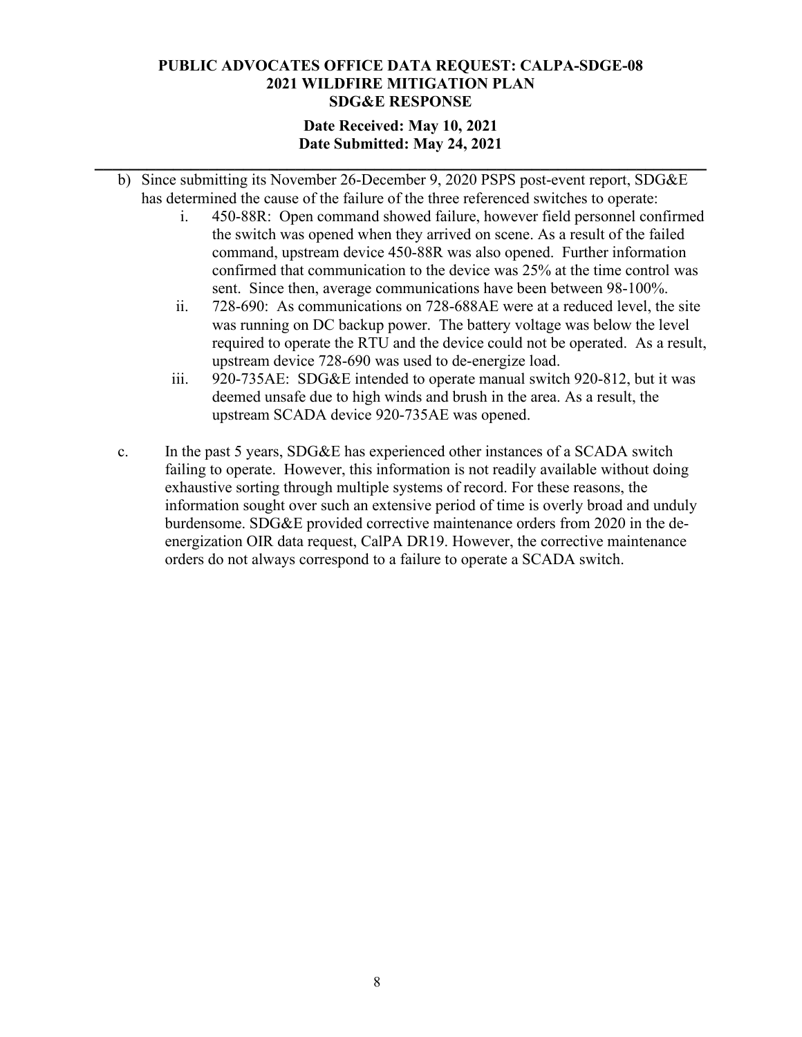**PUBLIC ADVOCATES OFFICE DATA REQUEST: CALPA-SDGE-08**
**2021 WILDFIRE MITIGATION PLAN**
**SDG&E RESPONSE**

**Date Received: May 10, 2021**
**Date Submitted: May 24, 2021**

---

b) Since submitting its November 26-December 9, 2020 PSPS post-event report, SDG&E has determined the cause of the failure of the three referenced switches to operate:

   i. 450-88R: Open command showed failure, however field personnel confirmed the switch was opened when they arrived on scene. As a result of the failed command, upstream device 450-88R was also opened. Further information confirmed that communication to the device was 25% at the time control was sent. Since then, average communications have been between 98-100%.

   ii. 728-690: As communications on 728-688AE were at a reduced level, the site was running on DC backup power. The battery voltage was below the level required to operate the RTU and the device could not be operated. As a result, upstream device 728-690 was used to de-energize load.

   iii. 920-735AE: SDG&E intended to operate manual switch 920-812, but it was deemed unsafe due to high winds and brush in the area. As a result, the upstream SCADA device 920-735AE was opened.

c. In the past 5 years, SDG&E has experienced other instances of a SCADA switch failing to operate. However, this information is not readily available without doing exhaustive sorting through multiple systems of record. For these reasons, the information sought over such an extensive period of time is overly broad and unduly burdensome. SDG&E provided corrective maintenance orders from 2020 in the de-energization OIR data request, CalPA DR19. However, the corrective maintenance orders do not always correspond to a failure to operate a SCADA switch.